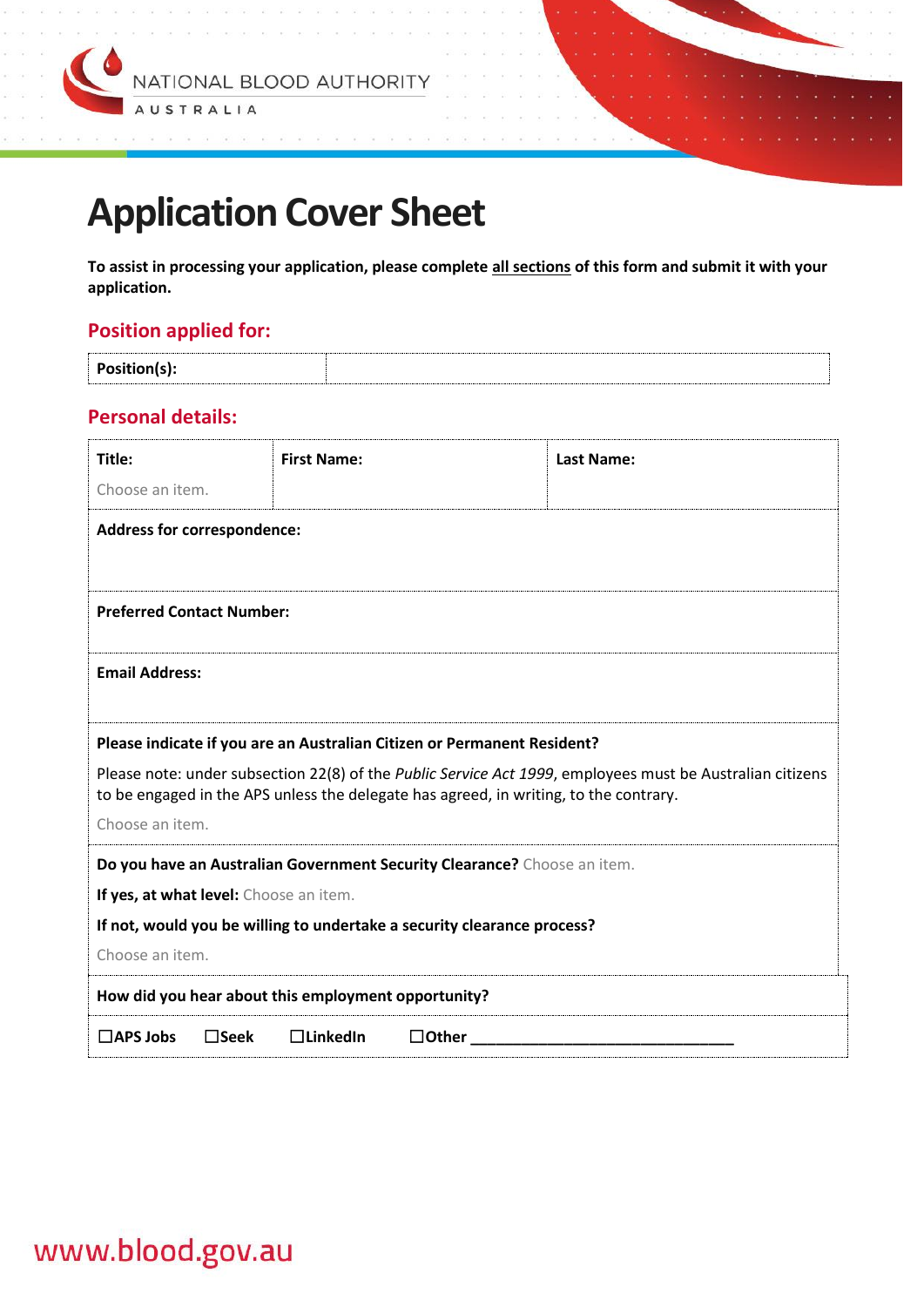NATIONAL BLOOD AUTHORITY
AUSTRALIA

# Application Cover Sheet

**To assist in processing your application, please complete <u>all sections</u> of this form and submit it with your application.**

## Position applied for:

| **Position(s):** | |
|---|---|

## Personal details:

| **Title:** Choose an item. | **First Name:** | **Last Name:** |
|---|---|---|
| **Address for correspondence:** | | |
| **Preferred Contact Number:** | | |
| **Email Address:** | | |
| **Please indicate if you are an Australian Citizen or Permanent Resident?** Please note: under subsection 22(8) of the *Public Service Act 1999*, employees must be Australian citizens to be engaged in the APS unless the delegate has agreed, in writing, to the contrary. Choose an item. | | |
| **Do you have an Australian Government Security Clearance?** Choose an item. **If yes, at what level:** Choose an item. **If not, would you be willing to undertake a security clearance process?** Choose an item. | | |
| **How did you hear about this employment opportunity?** | | |
| ☐**APS Jobs** ☐**Seek** ☐**LinkedIn** ☐**Other** ______________________________ | | |

www.blood.gov.au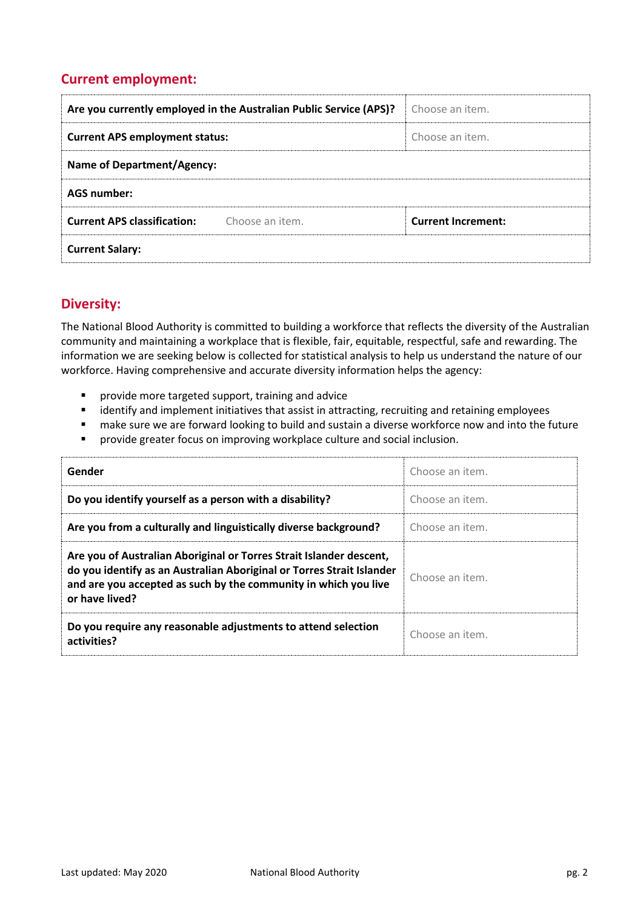## Current employment:

| | | |
|---|---|---|
| **Are you currently employed in the Australian Public Service (APS)?** | | Choose an item. |
| **Current APS employment status:** | | Choose an item. |
| **Name of Department/Agency:** | | |
| **AGS number:** | | |
| **Current APS classification:** | Choose an item. | **Current Increment:** |
| **Current Salary:** | | |

## Diversity:

The National Blood Authority is committed to building a workforce that reflects the diversity of the Australian community and maintaining a workplace that is flexible, fair, equitable, respectful, safe and rewarding. The information we are seeking below is collected for statistical analysis to help us understand the nature of our workforce. Having comprehensive and accurate diversity information helps the agency:

- provide more targeted support, training and advice
- identify and implement initiatives that assist in attracting, recruiting and retaining employees
- make sure we are forward looking to build and sustain a diverse workforce now and into the future
- provide greater focus on improving workplace culture and social inclusion.

| | |
|---|---|
| **Gender** | Choose an item. |
| **Do you identify yourself as a person with a disability?** | Choose an item. |
| **Are you from a culturally and linguistically diverse background?** | Choose an item. |
| **Are you of Australian Aboriginal or Torres Strait Islander descent, do you identify as an Australian Aboriginal or Torres Strait Islander and are you accepted as such by the community in which you live or have lived?** | Choose an item. |
| **Do you require any reasonable adjustments to attend selection activities?** | Choose an item. |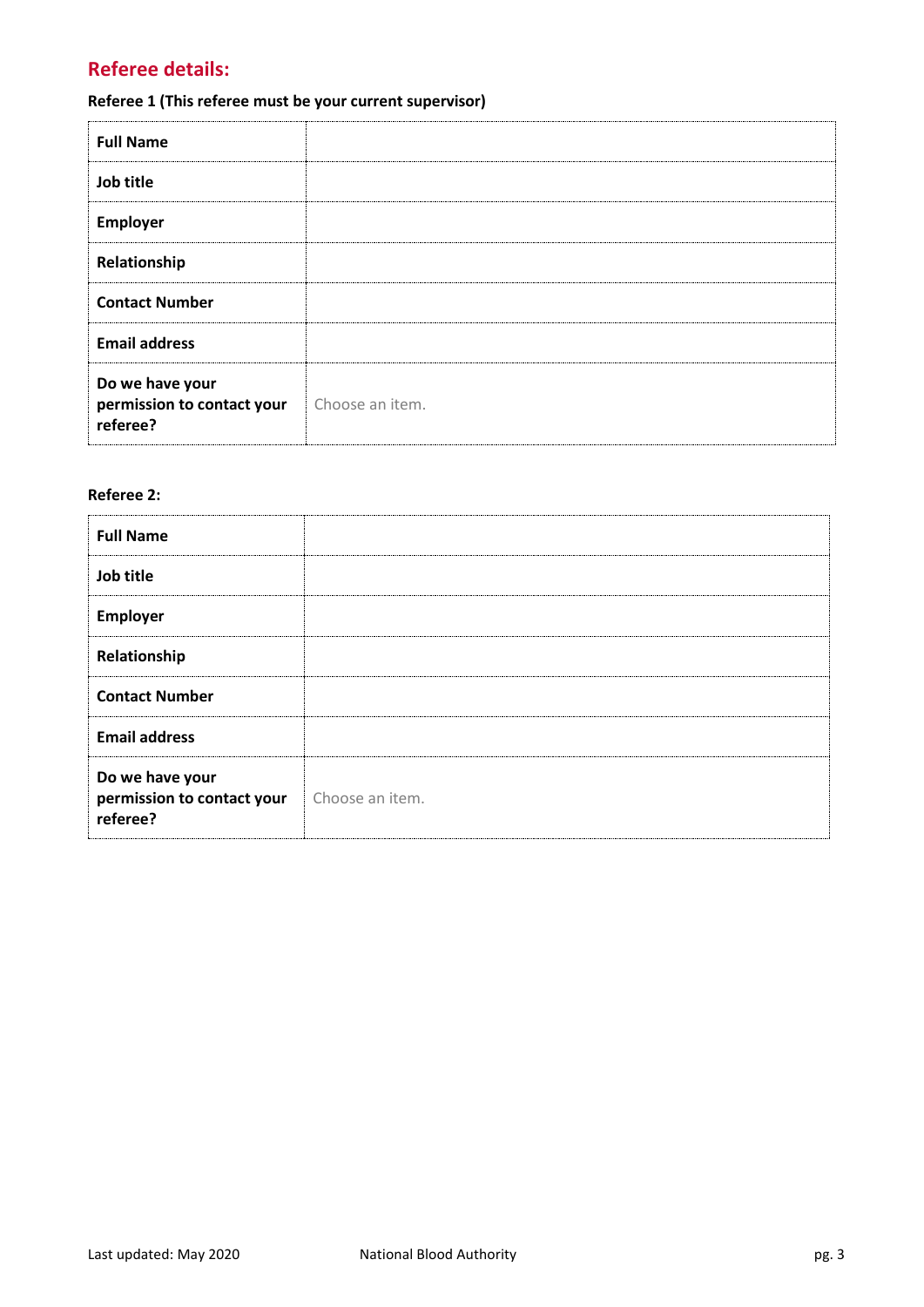## Referee details:

**Referee 1 (This referee must be your current supervisor)**

| | |
|---|---|
| **Full Name** | |
| **Job title** | |
| **Employer** | |
| **Relationship** | |
| **Contact Number** | |
| **Email address** | |
| **Do we have your permission to contact your referee?** | Choose an item. |

**Referee 2:**

| | |
|---|---|
| **Full Name** | |
| **Job title** | |
| **Employer** | |
| **Relationship** | |
| **Contact Number** | |
| **Email address** | |
| **Do we have your permission to contact your referee?** | Choose an item. |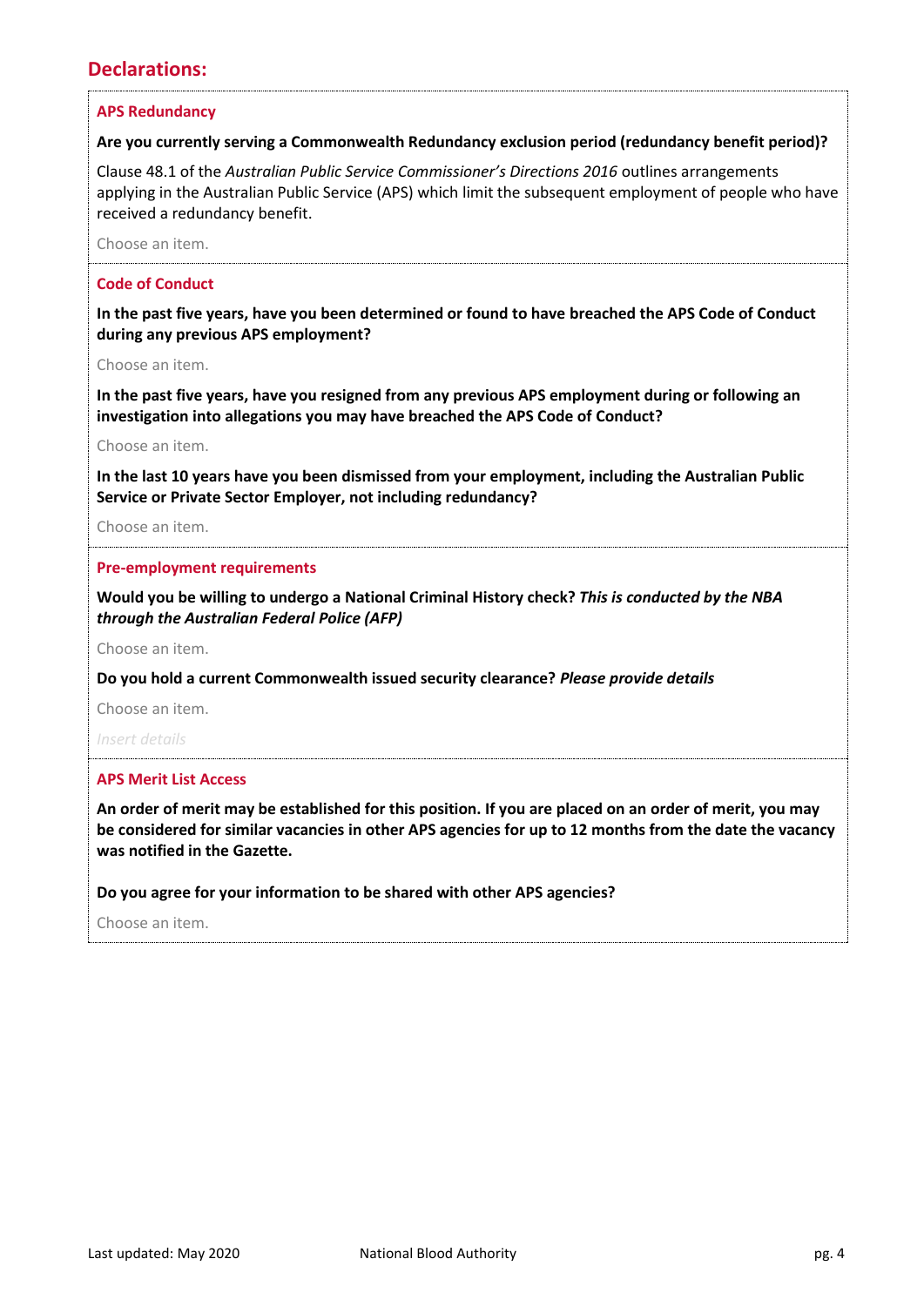## Declarations:

### APS Redundancy

**Are you currently serving a Commonwealth Redundancy exclusion period (redundancy benefit period)?**

Clause 48.1 of the *Australian Public Service Commissioner's Directions 2016* outlines arrangements applying in the Australian Public Service (APS) which limit the subsequent employment of people who have received a redundancy benefit.

Choose an item.

### Code of Conduct

**In the past five years, have you been determined or found to have breached the APS Code of Conduct during any previous APS employment?**

Choose an item.

**In the past five years, have you resigned from any previous APS employment during or following an investigation into allegations you may have breached the APS Code of Conduct?**

Choose an item.

**In the last 10 years have you been dismissed from your employment, including the Australian Public Service or Private Sector Employer, not including redundancy?**

Choose an item.

### Pre-employment requirements

**Would you be willing to undergo a National Criminal History check? *This is conducted by the NBA through the Australian Federal Police (AFP)***

Choose an item.

**Do you hold a current Commonwealth issued security clearance? *Please provide details***

Choose an item.

*Insert details*

### APS Merit List Access

**An order of merit may be established for this position. If you are placed on an order of merit, you may be considered for similar vacancies in other APS agencies for up to 12 months from the date the vacancy was notified in the Gazette.**

**Do you agree for your information to be shared with other APS agencies?**

Choose an item.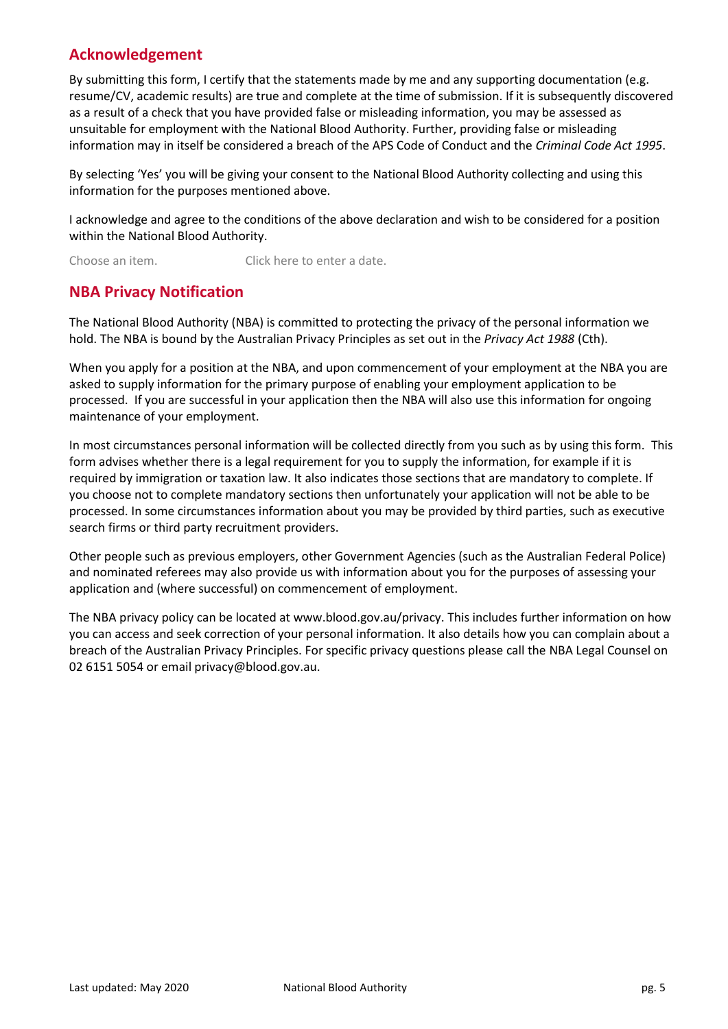## Acknowledgement

By submitting this form, I certify that the statements made by me and any supporting documentation (e.g. resume/CV, academic results) are true and complete at the time of submission. If it is subsequently discovered as a result of a check that you have provided false or misleading information, you may be assessed as unsuitable for employment with the National Blood Authority. Further, providing false or misleading information may in itself be considered a breach of the APS Code of Conduct and the *Criminal Code Act 1995*.

By selecting 'Yes' you will be giving your consent to the National Blood Authority collecting and using this information for the purposes mentioned above.

I acknowledge and agree to the conditions of the above declaration and wish to be considered for a position within the National Blood Authority.

Choose an item. Click here to enter a date.

## NBA Privacy Notification

The National Blood Authority (NBA) is committed to protecting the privacy of the personal information we hold. The NBA is bound by the Australian Privacy Principles as set out in the *Privacy Act 1988* (Cth).

When you apply for a position at the NBA, and upon commencement of your employment at the NBA you are asked to supply information for the primary purpose of enabling your employment application to be processed. If you are successful in your application then the NBA will also use this information for ongoing maintenance of your employment.

In most circumstances personal information will be collected directly from you such as by using this form. This form advises whether there is a legal requirement for you to supply the information, for example if it is required by immigration or taxation law. It also indicates those sections that are mandatory to complete. If you choose not to complete mandatory sections then unfortunately your application will not be able to be processed. In some circumstances information about you may be provided by third parties, such as executive search firms or third party recruitment providers.

Other people such as previous employers, other Government Agencies (such as the Australian Federal Police) and nominated referees may also provide us with information about you for the purposes of assessing your application and (where successful) on commencement of employment.

The NBA privacy policy can be located at www.blood.gov.au/privacy. This includes further information on how you can access and seek correction of your personal information. It also details how you can complain about a breach of the Australian Privacy Principles. For specific privacy questions please call the NBA Legal Counsel on 02 6151 5054 or email privacy@blood.gov.au.